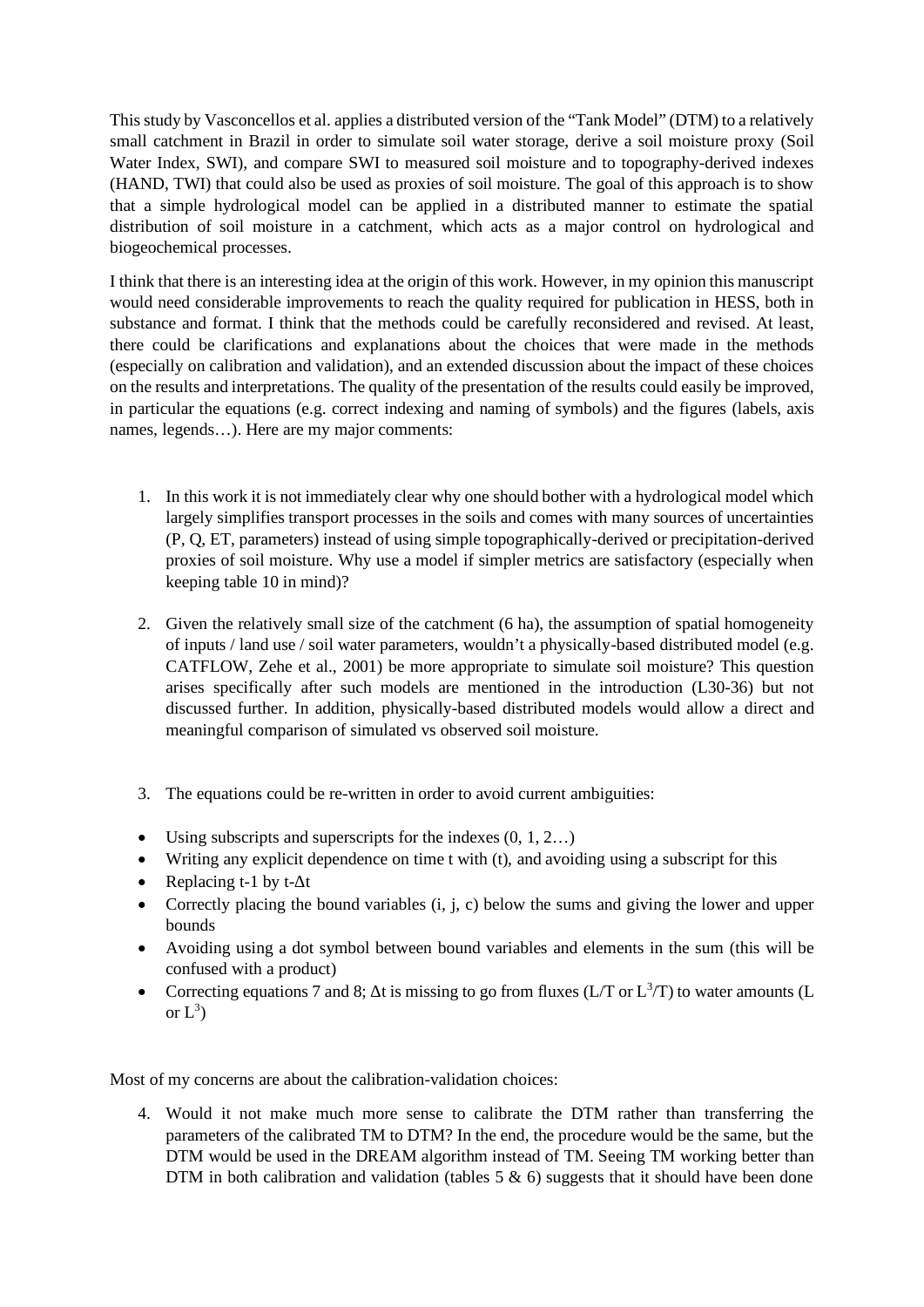This study by Vasconcellos et al. applies a distributed version of the "Tank Model" (DTM) to a relatively small catchment in Brazil in order to simulate soil water storage, derive a soil moisture proxy (Soil Water Index, SWI), and compare SWI to measured soil moisture and to topography-derived indexes (HAND, TWI) that could also be used as proxies of soil moisture. The goal of this approach is to show that a simple hydrological model can be applied in a distributed manner to estimate the spatial distribution of soil moisture in a catchment, which acts as a major control on hydrological and biogeochemical processes.

I think that there is an interesting idea at the origin of this work. However, in my opinion this manuscript would need considerable improvements to reach the quality required for publication in HESS, both in substance and format. I think that the methods could be carefully reconsidered and revised. At least, there could be clarifications and explanations about the choices that were made in the methods (especially on calibration and validation), and an extended discussion about the impact of these choices on the results and interpretations. The quality of the presentation of the results could easily be improved, in particular the equations (e.g. correct indexing and naming of symbols) and the figures (labels, axis names, legends…). Here are my major comments:

1. In this work it is not immediately clear why one should bother with a hydrological model which largely simplifies transport processes in the soils and comes with many sources of uncertainties (P, Q, ET, parameters) instead of using simple topographically-derived or precipitation-derived proxies of soil moisture. Why use a model if simpler metrics are satisfactory (especially when keeping table 10 in mind)?

2. Given the relatively small size of the catchment (6 ha), the assumption of spatial homogeneity of inputs / land use / soil water parameters, wouldn't a physically-based distributed model (e.g. CATFLOW, Zehe et al., 2001) be more appropriate to simulate soil moisture? This question arises specifically after such models are mentioned in the introduction (L30-36) but not discussed further. In addition, physically-based distributed models would allow a direct and meaningful comparison of simulated vs observed soil moisture.

3. The equations could be re-written in order to avoid current ambiguities:

- Using subscripts and superscripts for the indexes (0, 1, 2…)
- Writing any explicit dependence on time t with (t), and avoiding using a subscript for this
- Replacing t-1 by t-Δt
- Correctly placing the bound variables (i, j, c) below the sums and giving the lower and upper bounds
- Avoiding using a dot symbol between bound variables and elements in the sum (this will be confused with a product)
- Correcting equations 7 and 8; Δt is missing to go from fluxes (L/T or $L^3$/T) to water amounts (L or $L^3$)

Most of my concerns are about the calibration-validation choices:

4. Would it not make much more sense to calibrate the DTM rather than transferring the parameters of the calibrated TM to DTM? In the end, the procedure would be the same, but the DTM would be used in the DREAM algorithm instead of TM. Seeing TM working better than DTM in both calibration and validation (tables 5 & 6) suggests that it should have been done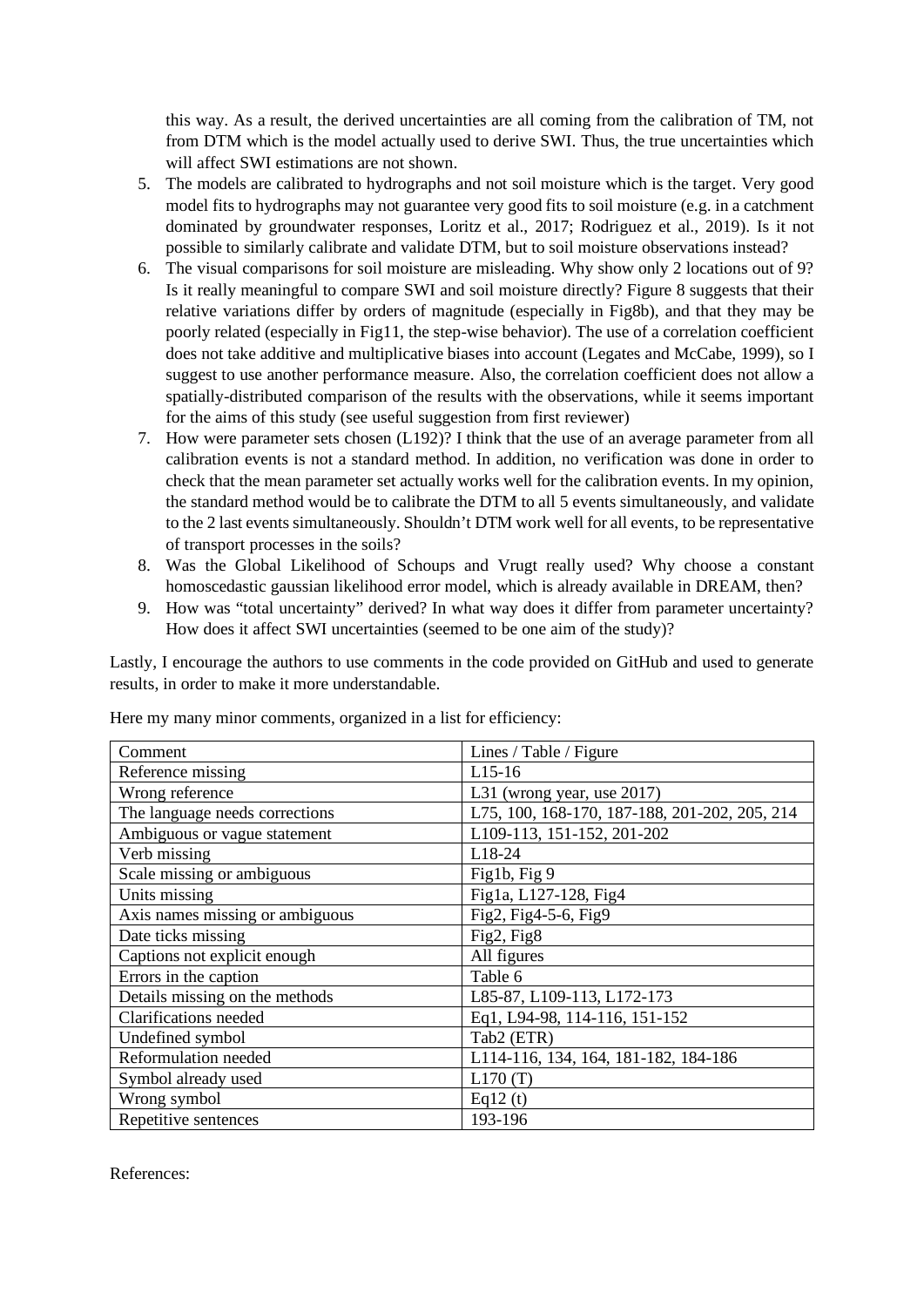this way. As a result, the derived uncertainties are all coming from the calibration of TM, not from DTM which is the model actually used to derive SWI. Thus, the true uncertainties which will affect SWI estimations are not shown.

5. The models are calibrated to hydrographs and not soil moisture which is the target. Very good model fits to hydrographs may not guarantee very good fits to soil moisture (e.g. in a catchment dominated by groundwater responses, Loritz et al., 2017; Rodriguez et al., 2019). Is it not possible to similarly calibrate and validate DTM, but to soil moisture observations instead?
6. The visual comparisons for soil moisture are misleading. Why show only 2 locations out of 9? Is it really meaningful to compare SWI and soil moisture directly? Figure 8 suggests that their relative variations differ by orders of magnitude (especially in Fig8b), and that they may be poorly related (especially in Fig11, the step-wise behavior). The use of a correlation coefficient does not take additive and multiplicative biases into account (Legates and McCabe, 1999), so I suggest to use another performance measure. Also, the correlation coefficient does not allow a spatially-distributed comparison of the results with the observations, while it seems important for the aims of this study (see useful suggestion from first reviewer)
7. How were parameter sets chosen (L192)? I think that the use of an average parameter from all calibration events is not a standard method. In addition, no verification was done in order to check that the mean parameter set actually works well for the calibration events. In my opinion, the standard method would be to calibrate the DTM to all 5 events simultaneously, and validate to the 2 last events simultaneously. Shouldn't DTM work well for all events, to be representative of transport processes in the soils?
8. Was the Global Likelihood of Schoups and Vrugt really used? Why choose a constant homoscedastic gaussian likelihood error model, which is already available in DREAM, then?
9. How was "total uncertainty" derived? In what way does it differ from parameter uncertainty? How does it affect SWI uncertainties (seemed to be one aim of the study)?

Lastly, I encourage the authors to use comments in the code provided on GitHub and used to generate results, in order to make it more understandable.

Here my many minor comments, organized in a list for efficiency:

| Comment | Lines / Table / Figure |
|---|---|
| Reference missing | L15-16 |
| Wrong reference | L31 (wrong year, use 2017) |
| The language needs corrections | L75, 100, 168-170, 187-188, 201-202, 205, 214 |
| Ambiguous or vague statement | L109-113, 151-152, 201-202 |
| Verb missing | L18-24 |
| Scale missing or ambiguous | Fig1b, Fig 9 |
| Units missing | Fig1a, L127-128, Fig4 |
| Axis names missing or ambiguous | Fig2, Fig4-5-6, Fig9 |
| Date ticks missing | Fig2, Fig8 |
| Captions not explicit enough | All figures |
| Errors in the caption | Table 6 |
| Details missing on the methods | L85-87, L109-113, L172-173 |
| Clarifications needed | Eq1, L94-98, 114-116, 151-152 |
| Undefined symbol | Tab2 (ETR) |
| Reformulation needed | L114-116, 134, 164, 181-182, 184-186 |
| Symbol already used | L170 (T) |
| Wrong symbol | Eq12 (t) |
| Repetitive sentences | 193-196 |

References: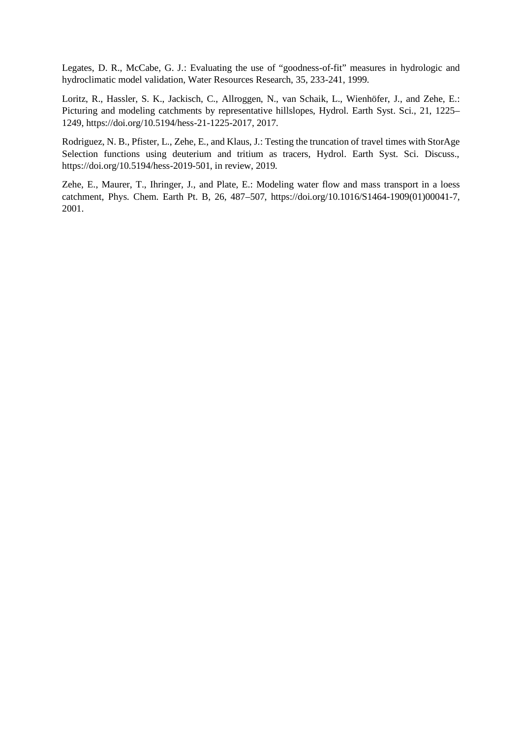Legates, D. R., McCabe, G. J.: Evaluating the use of “goodness-of-fit” measures in hydrologic and hydroclimatic model validation, Water Resources Research, 35, 233-241, 1999.

Loritz, R., Hassler, S. K., Jackisch, C., Allroggen, N., van Schaik, L., Wienhöfer, J., and Zehe, E.: Picturing and modeling catchments by representative hillslopes, Hydrol. Earth Syst. Sci., 21, 1225–1249, https://doi.org/10.5194/hess-21-1225-2017, 2017.

Rodriguez, N. B., Pfister, L., Zehe, E., and Klaus, J.: Testing the truncation of travel times with StorAge Selection functions using deuterium and tritium as tracers, Hydrol. Earth Syst. Sci. Discuss., https://doi.org/10.5194/hess-2019-501, in review, 2019.

Zehe, E., Maurer, T., Ihringer, J., and Plate, E.: Modeling water flow and mass transport in a loess catchment, Phys. Chem. Earth Pt. B, 26, 487–507, https://doi.org/10.1016/S1464-1909(01)00041-7, 2001.